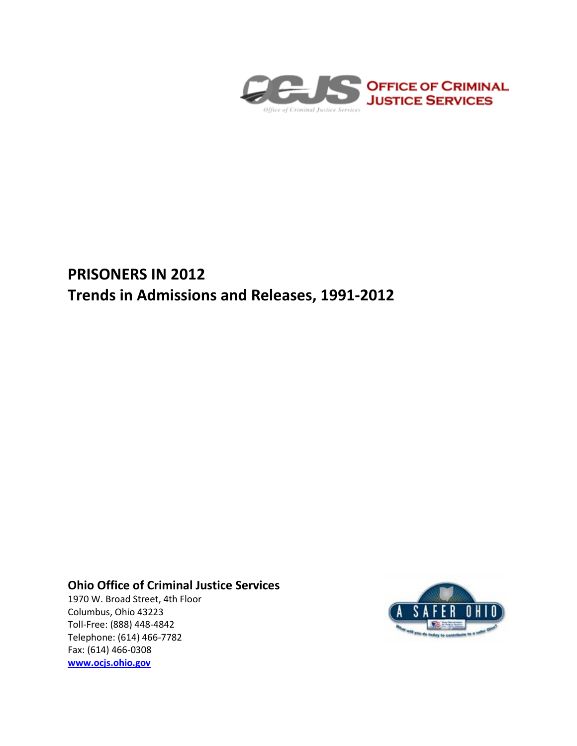OCJS OFFICE OF CRIMINAL JUSTICE SERVICES

# PRISONERS IN 2012
# Trends in Admissions and Releases, 1991-2012

**Ohio Office of Criminal Justice Services**
1970 W. Broad Street, 4th Floor
Columbus, Ohio 43223
Toll-Free: (888) 448-4842
Telephone: (614) 466-7782
Fax: (614) 466-0308
[www.ocjs.ohio.gov](http://www.ocjs.ohio.gov)

A SAFER OHIO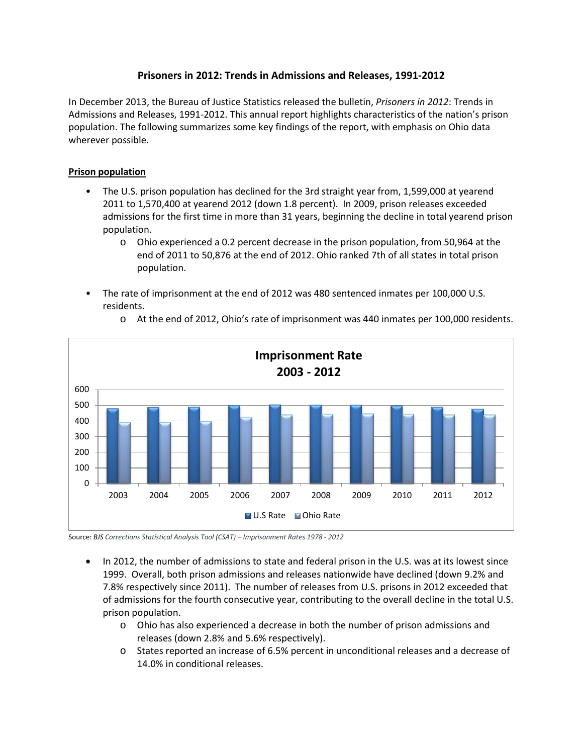## Prisoners in 2012: Trends in Admissions and Releases, 1991-2012

In December 2013, the Bureau of Justice Statistics released the bulletin, *Prisoners in 2012*: Trends in Admissions and Releases, 1991-2012. This annual report highlights characteristics of the nation's prison population. The following summarizes some key findings of the report, with emphasis on Ohio data wherever possible.

**Prison population**

- The U.S. prison population has declined for the 3rd straight year from, 1,599,000 at yearend 2011 to 1,570,400 at yearend 2012 (down 1.8 percent). In 2009, prison releases exceeded admissions for the first time in more than 31 years, beginning the decline in total yearend prison population.
  - Ohio experienced a 0.2 percent decrease in the prison population, from 50,964 at the end of 2011 to 50,876 at the end of 2012. Ohio ranked 7th of all states in total prison population.
- The rate of imprisonment at the end of 2012 was 480 sentenced inmates per 100,000 U.S. residents.
  - At the end of 2012, Ohio's rate of imprisonment was 440 inmates per 100,000 residents.

**Imprisonment Rate 2003 - 2012**

(Bar chart: U.S Rate and Ohio Rate, 2003–2012; y-axis 0–600)

Source: *BJS Corrections Statistical Analysis Tool (CSAT) – Imprisonment Rates 1978 - 2012*

- In 2012, the number of admissions to state and federal prison in the U.S. was at its lowest since 1999. Overall, both prison admissions and releases nationwide have declined (down 9.2% and 7.8% respectively since 2011). The number of releases from U.S. prisons in 2012 exceeded that of admissions for the fourth consecutive year, contributing to the overall decline in the total U.S. prison population.
  - Ohio has also experienced a decrease in both the number of prison admissions and releases (down 2.8% and 5.6% respectively).
  - States reported an increase of 6.5% percent in unconditional releases and a decrease of 14.0% in conditional releases.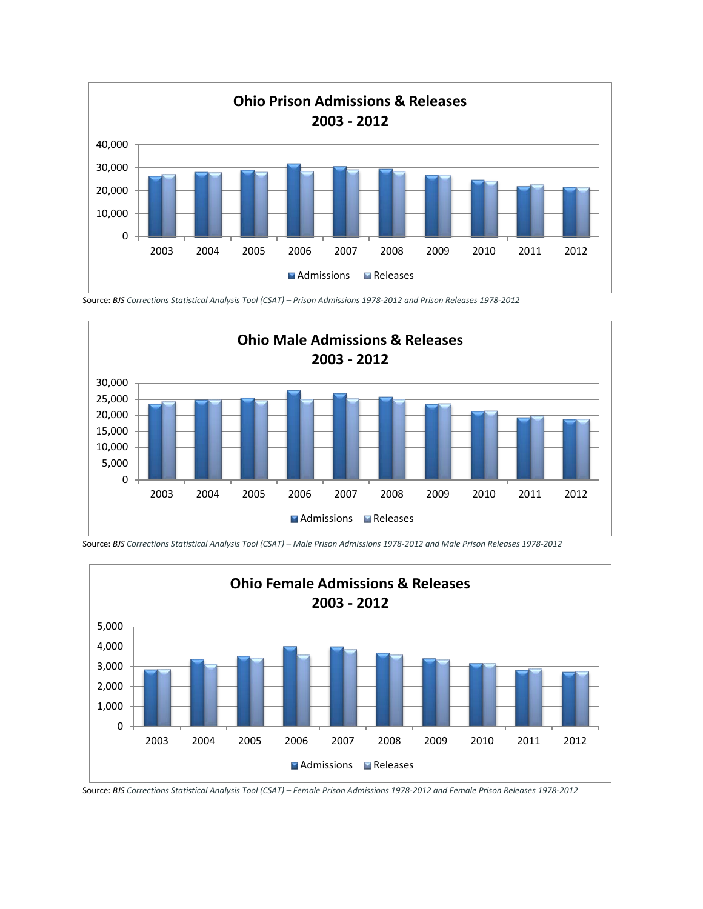**Ohio Prison Admissions & Releases 2003 - 2012**

Source: *BJS Corrections Statistical Analysis Tool (CSAT) – Prison Admissions 1978-2012 and Prison Releases 1978-2012*

**Ohio Male Admissions & Releases 2003 - 2012**

Source: *BJS Corrections Statistical Analysis Tool (CSAT) – Male Prison Admissions 1978-2012 and Male Prison Releases 1978-2012*

**Ohio Female Admissions & Releases 2003 - 2012**

Source: *BJS Corrections Statistical Analysis Tool (CSAT) – Female Prison Admissions 1978-2012 and Female Prison Releases 1978-2012*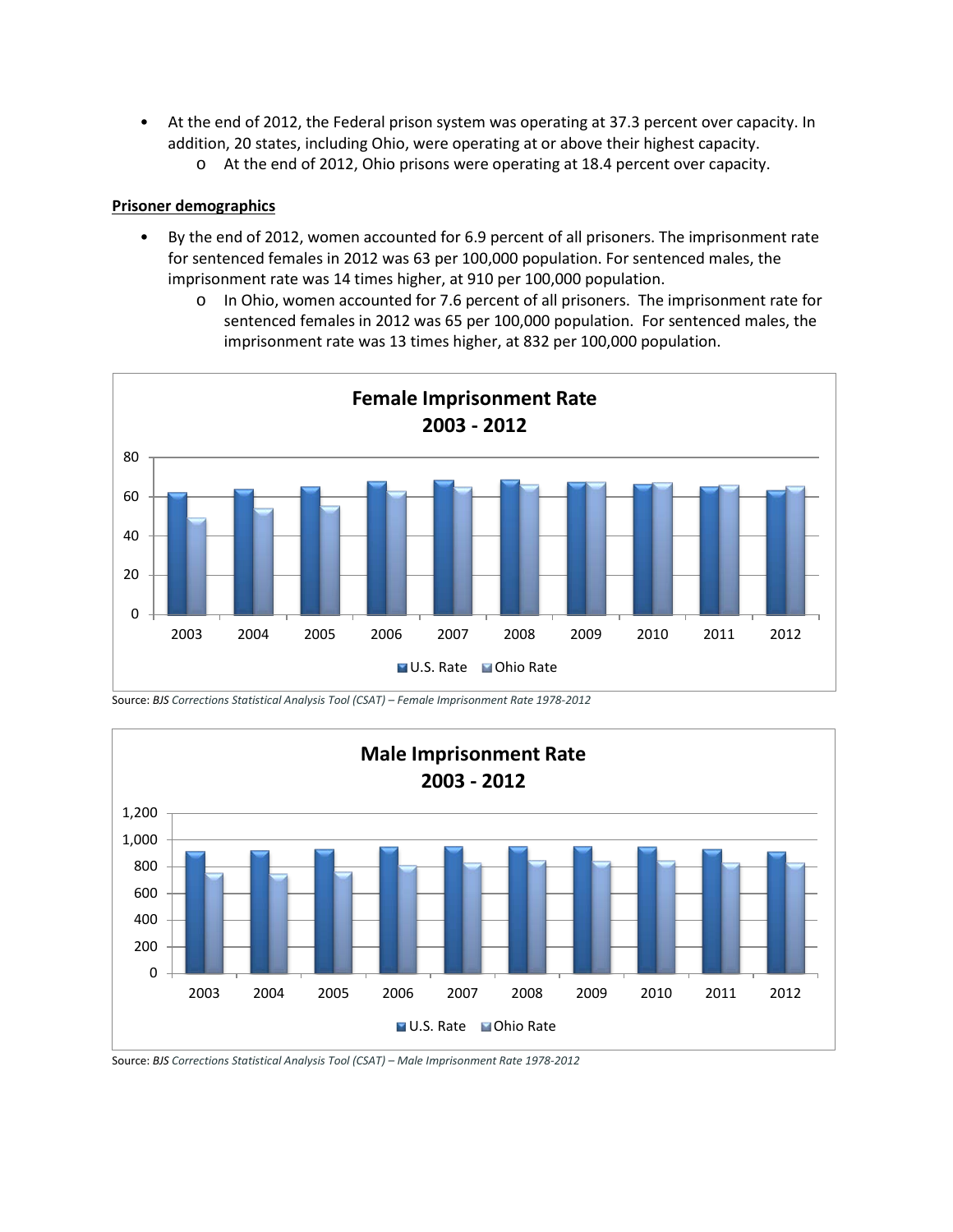- At the end of 2012, the Federal prison system was operating at 37.3 percent over capacity. In addition, 20 states, including Ohio, were operating at or above their highest capacity.
  - At the end of 2012, Ohio prisons were operating at 18.4 percent over capacity.

**Prisoner demographics**

- By the end of 2012, women accounted for 6.9 percent of all prisoners. The imprisonment rate for sentenced females in 2012 was 63 per 100,000 population. For sentenced males, the imprisonment rate was 14 times higher, at 910 per 100,000 population.
  - In Ohio, women accounted for 7.6 percent of all prisoners. The imprisonment rate for sentenced females in 2012 was 65 per 100,000 population. For sentenced males, the imprisonment rate was 13 times higher, at 832 per 100,000 population.

**Female Imprisonment Rate 2003 - 2012**

Source: *BJS Corrections Statistical Analysis Tool (CSAT) – Female Imprisonment Rate 1978-2012*

**Male Imprisonment Rate 2003 - 2012**

Source: *BJS Corrections Statistical Analysis Tool (CSAT) – Male Imprisonment Rate 1978-2012*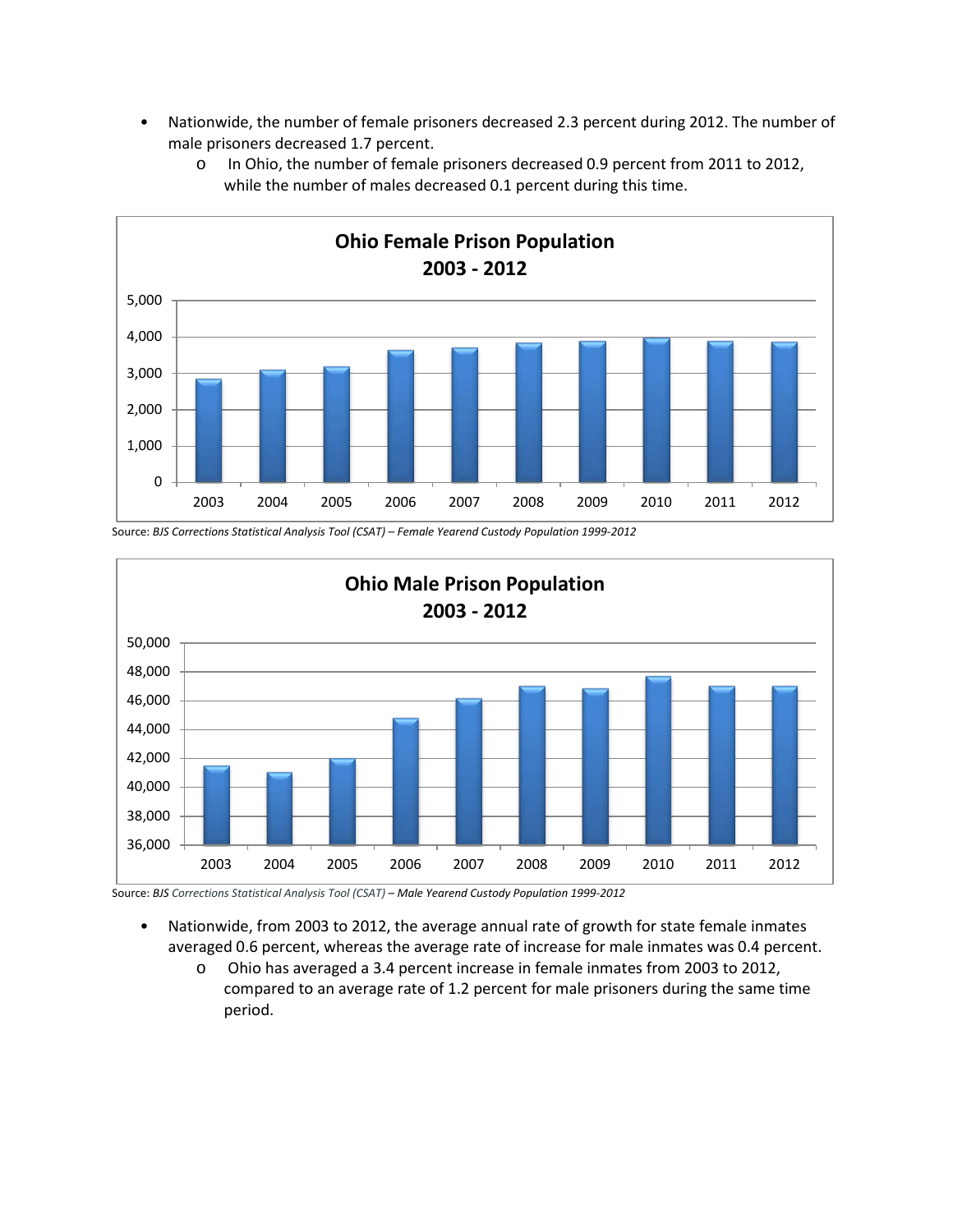- Nationwide, the number of female prisoners decreased 2.3 percent during 2012. The number of male prisoners decreased 1.7 percent.
  - In Ohio, the number of female prisoners decreased 0.9 percent from 2011 to 2012, while the number of males decreased 0.1 percent during this time.

**Ohio Female Prison Population 2003 - 2012**

Source: *BJS Corrections Statistical Analysis Tool (CSAT) – Female Yearend Custody Population 1999-2012*

**Ohio Male Prison Population 2003 - 2012**

Source: *BJS Corrections Statistical Analysis Tool (CSAT) – Male Yearend Custody Population 1999-2012*

- Nationwide, from 2003 to 2012, the average annual rate of growth for state female inmates averaged 0.6 percent, whereas the average rate of increase for male inmates was 0.4 percent.
  - Ohio has averaged a 3.4 percent increase in female inmates from 2003 to 2012, compared to an average rate of 1.2 percent for male prisoners during the same time period.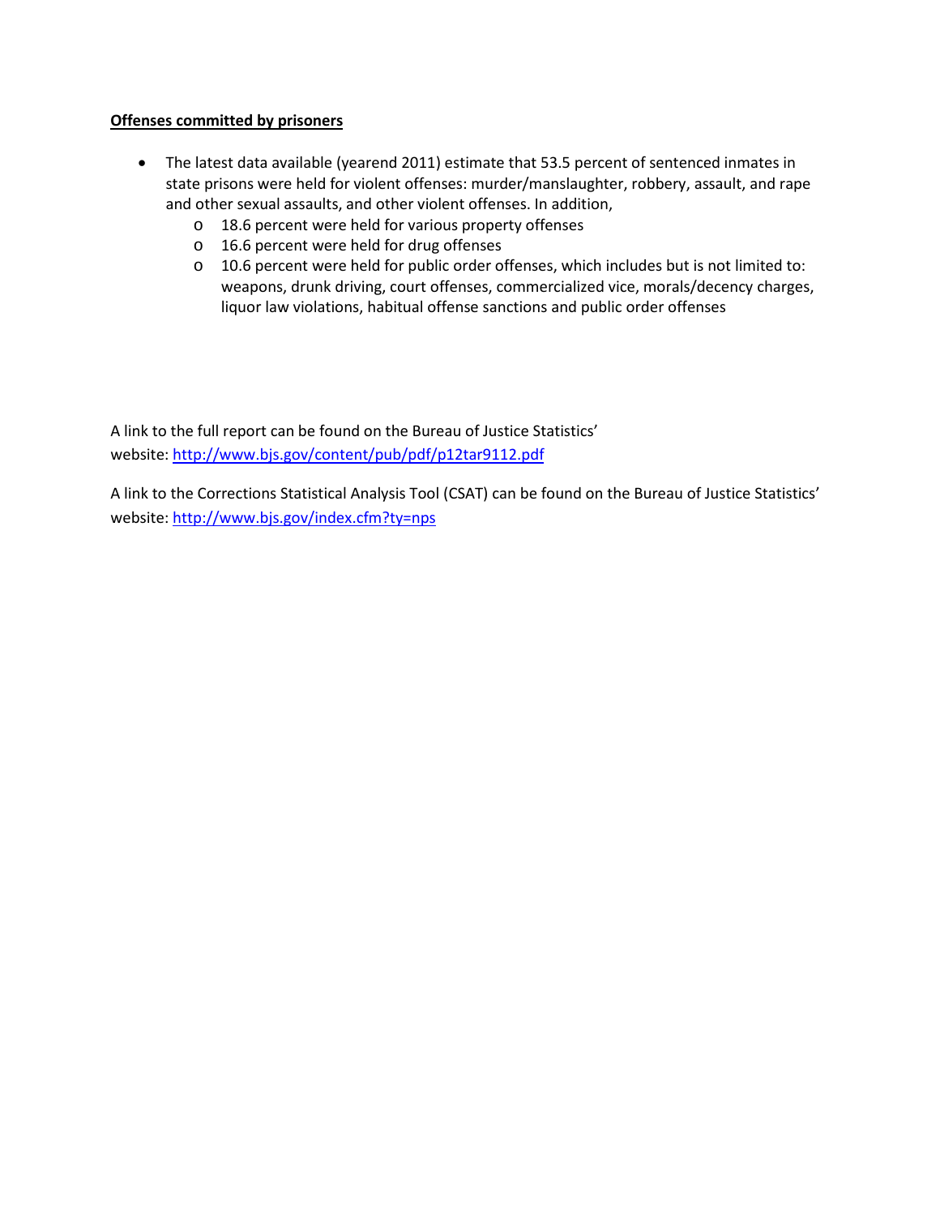**Offenses committed by prisoners**

- The latest data available (yearend 2011) estimate that 53.5 percent of sentenced inmates in state prisons were held for violent offenses: murder/manslaughter, robbery, assault, and rape and other sexual assaults, and other violent offenses. In addition,
    - 18.6 percent were held for various property offenses
    - 16.6 percent were held for drug offenses
    - 10.6 percent were held for public order offenses, which includes but is not limited to: weapons, drunk driving, court offenses, commercialized vice, morals/decency charges, liquor law violations, habitual offense sanctions and public order offenses

A link to the full report can be found on the Bureau of Justice Statistics' website: [http://www.bjs.gov/content/pub/pdf/p12tar9112.pdf](http://www.bjs.gov/content/pub/pdf/p12tar9112.pdf)

A link to the Corrections Statistical Analysis Tool (CSAT) can be found on the Bureau of Justice Statistics' website: [http://www.bjs.gov/index.cfm?ty=nps](http://www.bjs.gov/index.cfm?ty=nps)